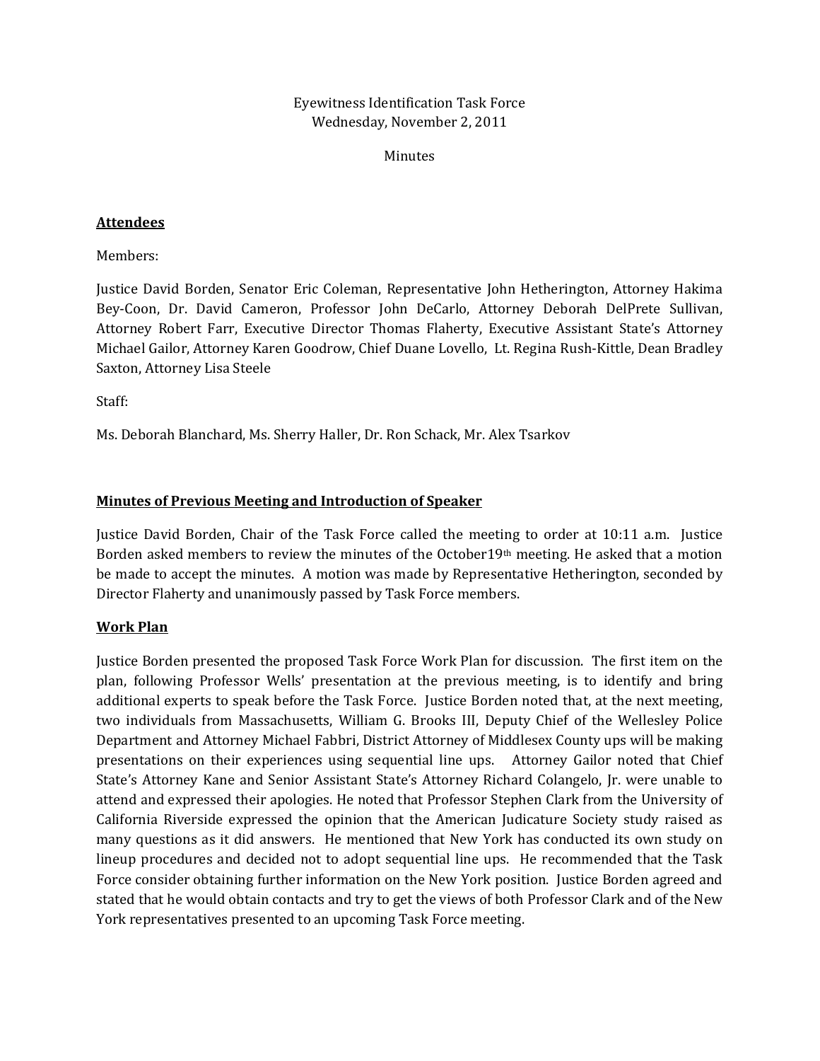Eyewitness Identification Task Force
Wednesday, November 2, 2011

Minutes

**Attendees**

Members:

Justice David Borden, Senator Eric Coleman, Representative John Hetherington, Attorney Hakima Bey-Coon, Dr. David Cameron, Professor John DeCarlo, Attorney Deborah DelPrete Sullivan, Attorney Robert Farr, Executive Director Thomas Flaherty, Executive Assistant State's Attorney Michael Gailor, Attorney Karen Goodrow, Chief Duane Lovello, Lt. Regina Rush-Kittle, Dean Bradley Saxton, Attorney Lisa Steele

Staff:

Ms. Deborah Blanchard, Ms. Sherry Haller, Dr. Ron Schack, Mr. Alex Tsarkov

**Minutes of Previous Meeting and Introduction of Speaker**

Justice David Borden, Chair of the Task Force called the meeting to order at 10:11 a.m. Justice Borden asked members to review the minutes of the October19th meeting. He asked that a motion be made to accept the minutes. A motion was made by Representative Hetherington, seconded by Director Flaherty and unanimously passed by Task Force members.

**Work Plan**

Justice Borden presented the proposed Task Force Work Plan for discussion. The first item on the plan, following Professor Wells' presentation at the previous meeting, is to identify and bring additional experts to speak before the Task Force. Justice Borden noted that, at the next meeting, two individuals from Massachusetts, William G. Brooks III, Deputy Chief of the Wellesley Police Department and Attorney Michael Fabbri, District Attorney of Middlesex County ups will be making presentations on their experiences using sequential line ups. Attorney Gailor noted that Chief State's Attorney Kane and Senior Assistant State's Attorney Richard Colangelo, Jr. were unable to attend and expressed their apologies. He noted that Professor Stephen Clark from the University of California Riverside expressed the opinion that the American Judicature Society study raised as many questions as it did answers. He mentioned that New York has conducted its own study on lineup procedures and decided not to adopt sequential line ups. He recommended that the Task Force consider obtaining further information on the New York position. Justice Borden agreed and stated that he would obtain contacts and try to get the views of both Professor Clark and of the New York representatives presented to an upcoming Task Force meeting.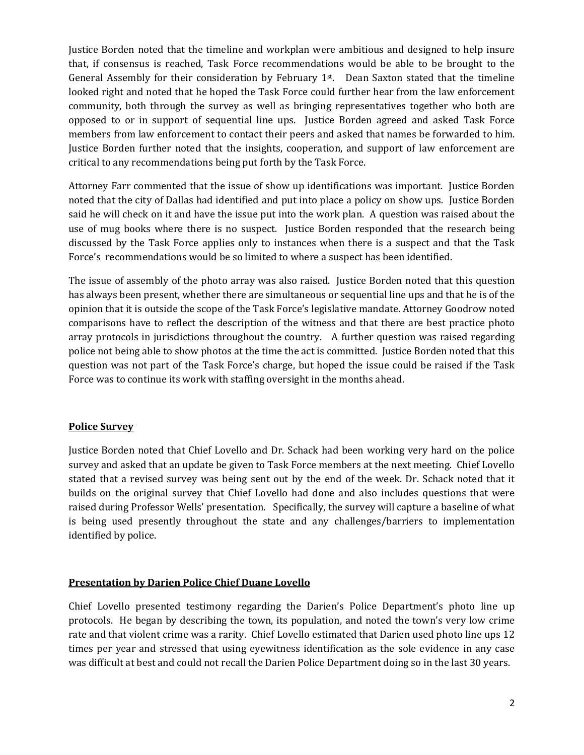Justice Borden noted that the timeline and workplan were ambitious and designed to help insure that, if consensus is reached, Task Force recommendations would be able to be brought to the General Assembly for their consideration by February 1st. Dean Saxton stated that the timeline looked right and noted that he hoped the Task Force could further hear from the law enforcement community, both through the survey as well as bringing representatives together who both are opposed to or in support of sequential line ups. Justice Borden agreed and asked Task Force members from law enforcement to contact their peers and asked that names be forwarded to him. Justice Borden further noted that the insights, cooperation, and support of law enforcement are critical to any recommendations being put forth by the Task Force.

Attorney Farr commented that the issue of show up identifications was important. Justice Borden noted that the city of Dallas had identified and put into place a policy on show ups. Justice Borden said he will check on it and have the issue put into the work plan. A question was raised about the use of mug books where there is no suspect. Justice Borden responded that the research being discussed by the Task Force applies only to instances when there is a suspect and that the Task Force's recommendations would be so limited to where a suspect has been identified.

The issue of assembly of the photo array was also raised. Justice Borden noted that this question has always been present, whether there are simultaneous or sequential line ups and that he is of the opinion that it is outside the scope of the Task Force's legislative mandate. Attorney Goodrow noted comparisons have to reflect the description of the witness and that there are best practice photo array protocols in jurisdictions throughout the country. A further question was raised regarding police not being able to show photos at the time the act is committed. Justice Borden noted that this question was not part of the Task Force's charge, but hoped the issue could be raised if the Task Force was to continue its work with staffing oversight in the months ahead.

## Police Survey

Justice Borden noted that Chief Lovello and Dr. Schack had been working very hard on the police survey and asked that an update be given to Task Force members at the next meeting. Chief Lovello stated that a revised survey was being sent out by the end of the week. Dr. Schack noted that it builds on the original survey that Chief Lovello had done and also includes questions that were raised during Professor Wells' presentation. Specifically, the survey will capture a baseline of what is being used presently throughout the state and any challenges/barriers to implementation identified by police.

## Presentation by Darien Police Chief Duane Lovello

Chief Lovello presented testimony regarding the Darien's Police Department's photo line up protocols. He began by describing the town, its population, and noted the town's very low crime rate and that violent crime was a rarity. Chief Lovello estimated that Darien used photo line ups 12 times per year and stressed that using eyewitness identification as the sole evidence in any case was difficult at best and could not recall the Darien Police Department doing so in the last 30 years.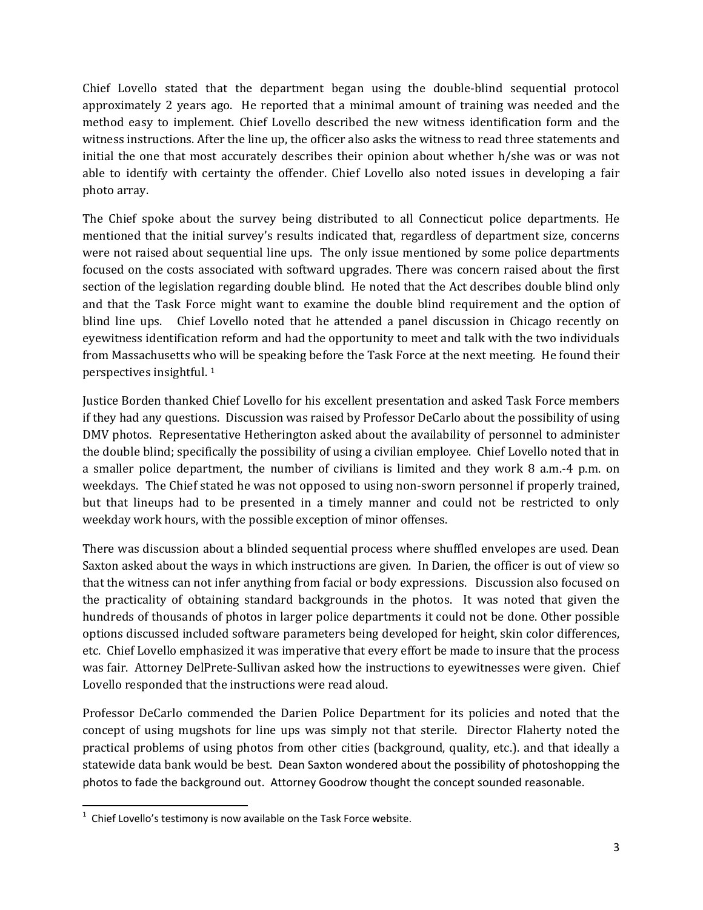Chief Lovello stated that the department began using the double-blind sequential protocol approximately 2 years ago. He reported that a minimal amount of training was needed and the method easy to implement. Chief Lovello described the new witness identification form and the witness instructions. After the line up, the officer also asks the witness to read three statements and initial the one that most accurately describes their opinion about whether h/she was or was not able to identify with certainty the offender. Chief Lovello also noted issues in developing a fair photo array.

The Chief spoke about the survey being distributed to all Connecticut police departments. He mentioned that the initial survey's results indicated that, regardless of department size, concerns were not raised about sequential line ups. The only issue mentioned by some police departments focused on the costs associated with softward upgrades. There was concern raised about the first section of the legislation regarding double blind. He noted that the Act describes double blind only and that the Task Force might want to examine the double blind requirement and the option of blind line ups. Chief Lovello noted that he attended a panel discussion in Chicago recently on eyewitness identification reform and had the opportunity to meet and talk with the two individuals from Massachusetts who will be speaking before the Task Force at the next meeting. He found their perspectives insightful. [1]

Justice Borden thanked Chief Lovello for his excellent presentation and asked Task Force members if they had any questions. Discussion was raised by Professor DeCarlo about the possibility of using DMV photos. Representative Hetherington asked about the availability of personnel to administer the double blind; specifically the possibility of using a civilian employee. Chief Lovello noted that in a smaller police department, the number of civilians is limited and they work 8 a.m.-4 p.m. on weekdays. The Chief stated he was not opposed to using non-sworn personnel if properly trained, but that lineups had to be presented in a timely manner and could not be restricted to only weekday work hours, with the possible exception of minor offenses.

There was discussion about a blinded sequential process where shuffled envelopes are used. Dean Saxton asked about the ways in which instructions are given. In Darien, the officer is out of view so that the witness can not infer anything from facial or body expressions. Discussion also focused on the practicality of obtaining standard backgrounds in the photos. It was noted that given the hundreds of thousands of photos in larger police departments it could not be done. Other possible options discussed included software parameters being developed for height, skin color differences, etc. Chief Lovello emphasized it was imperative that every effort be made to insure that the process was fair. Attorney DelPrete-Sullivan asked how the instructions to eyewitnesses were given. Chief Lovello responded that the instructions were read aloud.

Professor DeCarlo commended the Darien Police Department for its policies and noted that the concept of using mugshots for line ups was simply not that sterile. Director Flaherty noted the practical problems of using photos from other cities (background, quality, etc.). and that ideally a statewide data bank would be best. Dean Saxton wondered about the possibility of photoshopping the photos to fade the background out. Attorney Goodrow thought the concept sounded reasonable.

---

[1] Chief Lovello's testimony is now available on the Task Force website.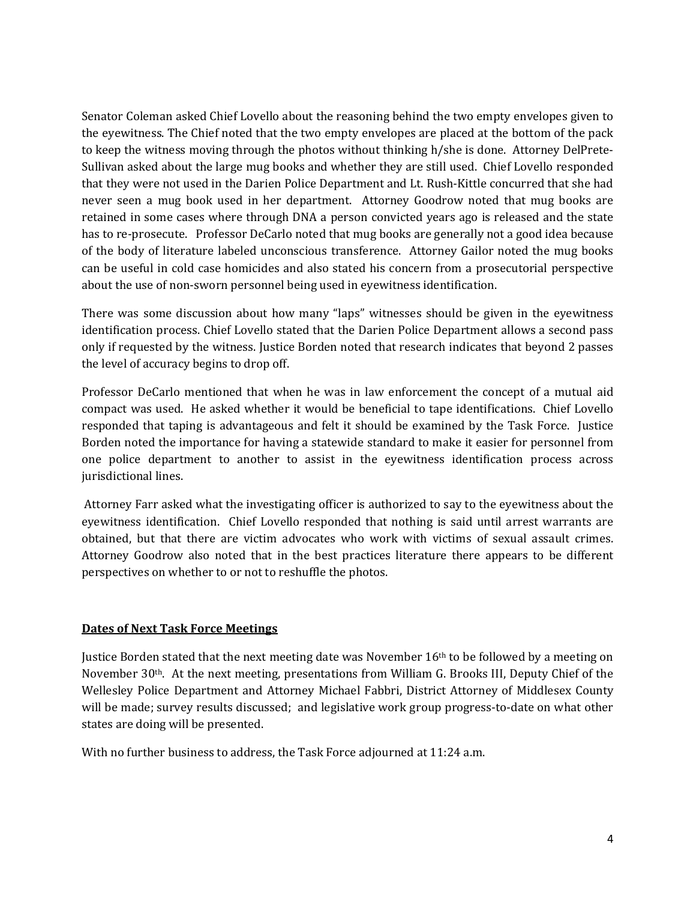Senator Coleman asked Chief Lovello about the reasoning behind the two empty envelopes given to the eyewitness. The Chief noted that the two empty envelopes are placed at the bottom of the pack to keep the witness moving through the photos without thinking h/she is done. Attorney DelPrete-Sullivan asked about the large mug books and whether they are still used. Chief Lovello responded that they were not used in the Darien Police Department and Lt. Rush-Kittle concurred that she had never seen a mug book used in her department. Attorney Goodrow noted that mug books are retained in some cases where through DNA a person convicted years ago is released and the state has to re-prosecute. Professor DeCarlo noted that mug books are generally not a good idea because of the body of literature labeled unconscious transference. Attorney Gailor noted the mug books can be useful in cold case homicides and also stated his concern from a prosecutorial perspective about the use of non-sworn personnel being used in eyewitness identification.

There was some discussion about how many "laps" witnesses should be given in the eyewitness identification process. Chief Lovello stated that the Darien Police Department allows a second pass only if requested by the witness. Justice Borden noted that research indicates that beyond 2 passes the level of accuracy begins to drop off.

Professor DeCarlo mentioned that when he was in law enforcement the concept of a mutual aid compact was used. He asked whether it would be beneficial to tape identifications. Chief Lovello responded that taping is advantageous and felt it should be examined by the Task Force. Justice Borden noted the importance for having a statewide standard to make it easier for personnel from one police department to another to assist in the eyewitness identification process across jurisdictional lines.

Attorney Farr asked what the investigating officer is authorized to say to the eyewitness about the eyewitness identification. Chief Lovello responded that nothing is said until arrest warrants are obtained, but that there are victim advocates who work with victims of sexual assault crimes. Attorney Goodrow also noted that in the best practices literature there appears to be different perspectives on whether to or not to reshuffle the photos.

**Dates of Next Task Force Meetings**

Justice Borden stated that the next meeting date was November 16th to be followed by a meeting on November 30th. At the next meeting, presentations from William G. Brooks III, Deputy Chief of the Wellesley Police Department and Attorney Michael Fabbri, District Attorney of Middlesex County will be made; survey results discussed; and legislative work group progress-to-date on what other states are doing will be presented.

With no further business to address, the Task Force adjourned at 11:24 a.m.